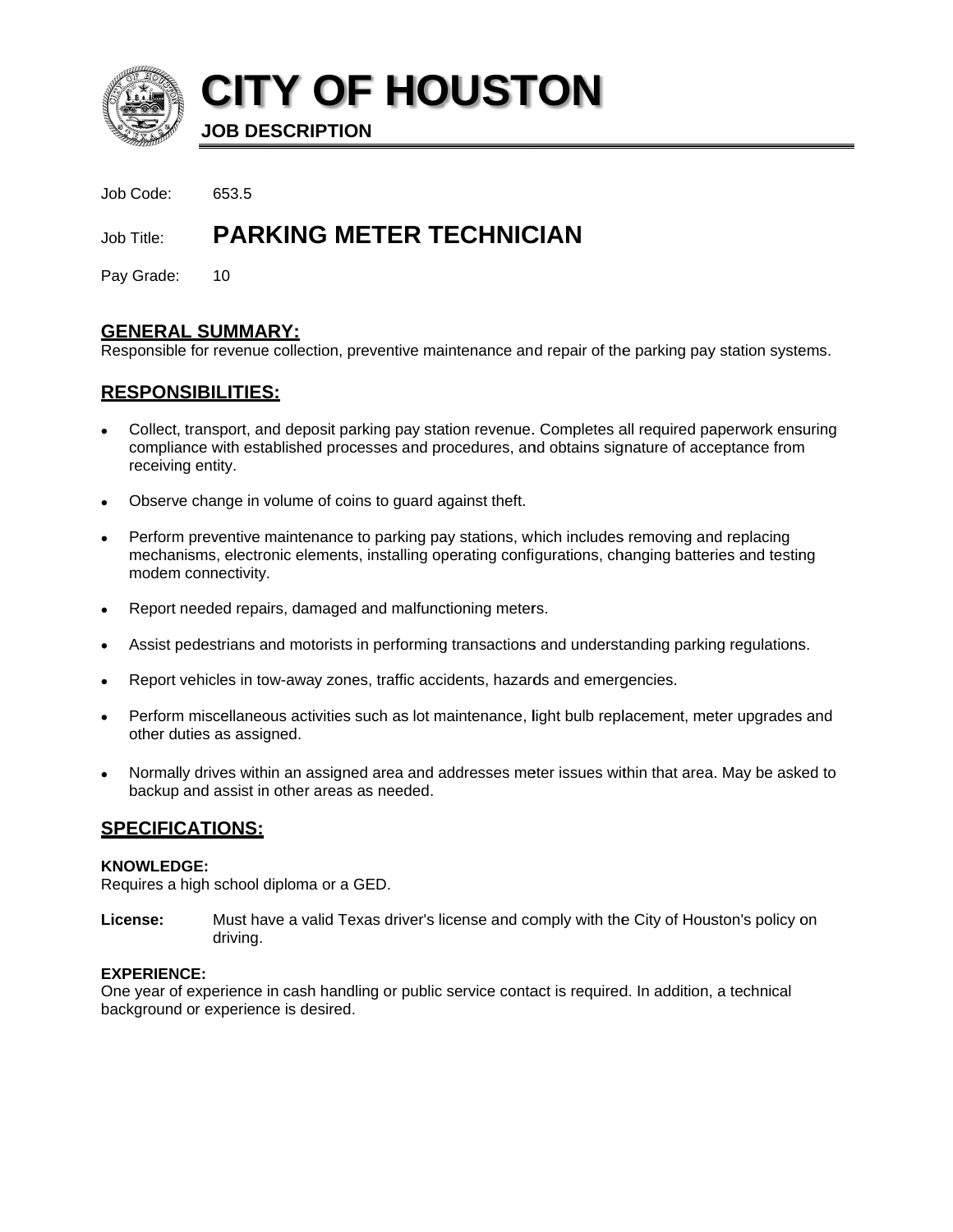# CITY OF HOUSTON

**JOB DESCRIPTION**

Job Code: 653.5

Job Title: **PARKING METER TECHNICIAN**

Pay Grade: 10

## GENERAL SUMMARY:

Responsible for revenue collection, preventive maintenance and repair of the parking pay station systems.

## RESPONSIBILITIES:

- Collect, transport, and deposit parking pay station revenue. Completes all required paperwork ensuring compliance with established processes and procedures, and obtains signature of acceptance from receiving entity.
- Observe change in volume of coins to guard against theft.
- Perform preventive maintenance to parking pay stations, which includes removing and replacing mechanisms, electronic elements, installing operating configurations, changing batteries and testing modem connectivity.
- Report needed repairs, damaged and malfunctioning meters.
- Assist pedestrians and motorists in performing transactions and understanding parking regulations.
- Report vehicles in tow-away zones, traffic accidents, hazards and emergencies.
- Perform miscellaneous activities such as lot maintenance, light bulb replacement, meter upgrades and other duties as assigned.
- Normally drives within an assigned area and addresses meter issues within that area. May be asked to backup and assist in other areas as needed.

## SPECIFICATIONS:

**KNOWLEDGE:**
Requires a high school diploma or a GED.

**License:** Must have a valid Texas driver's license and comply with the City of Houston's policy on driving.

**EXPERIENCE:**
One year of experience in cash handling or public service contact is required. In addition, a technical background or experience is desired.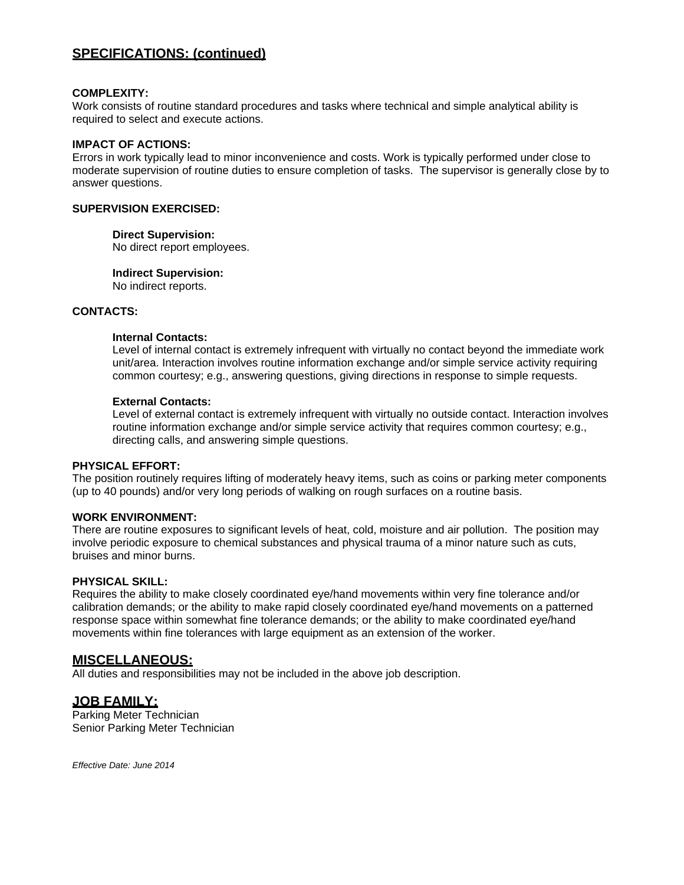## SPECIFICATIONS: (continued)

**COMPLEXITY:**
Work consists of routine standard procedures and tasks where technical and simple analytical ability is required to select and execute actions.

**IMPACT OF ACTIONS:**
Errors in work typically lead to minor inconvenience and costs. Work is typically performed under close to moderate supervision of routine duties to ensure completion of tasks. The supervisor is generally close by to answer questions.

**SUPERVISION EXERCISED:**

**Direct Supervision:**
No direct report employees.

**Indirect Supervision:**
No indirect reports.

**CONTACTS:**

**Internal Contacts:**
Level of internal contact is extremely infrequent with virtually no contact beyond the immediate work unit/area. Interaction involves routine information exchange and/or simple service activity requiring common courtesy; e.g., answering questions, giving directions in response to simple requests.

**External Contacts:**
Level of external contact is extremely infrequent with virtually no outside contact. Interaction involves routine information exchange and/or simple service activity that requires common courtesy; e.g., directing calls, and answering simple questions.

**PHYSICAL EFFORT:**
The position routinely requires lifting of moderately heavy items, such as coins or parking meter components (up to 40 pounds) and/or very long periods of walking on rough surfaces on a routine basis.

**WORK ENVIRONMENT:**
There are routine exposures to significant levels of heat, cold, moisture and air pollution. The position may involve periodic exposure to chemical substances and physical trauma of a minor nature such as cuts, bruises and minor burns.

**PHYSICAL SKILL:**
Requires the ability to make closely coordinated eye/hand movements within very fine tolerance and/or calibration demands; or the ability to make rapid closely coordinated eye/hand movements on a patterned response space within somewhat fine tolerance demands; or the ability to make coordinated eye/hand movements within fine tolerances with large equipment as an extension of the worker.

## MISCELLANEOUS:
All duties and responsibilities may not be included in the above job description.

## JOB FAMILY:
Parking Meter Technician
Senior Parking Meter Technician

*Effective Date: June 2014*